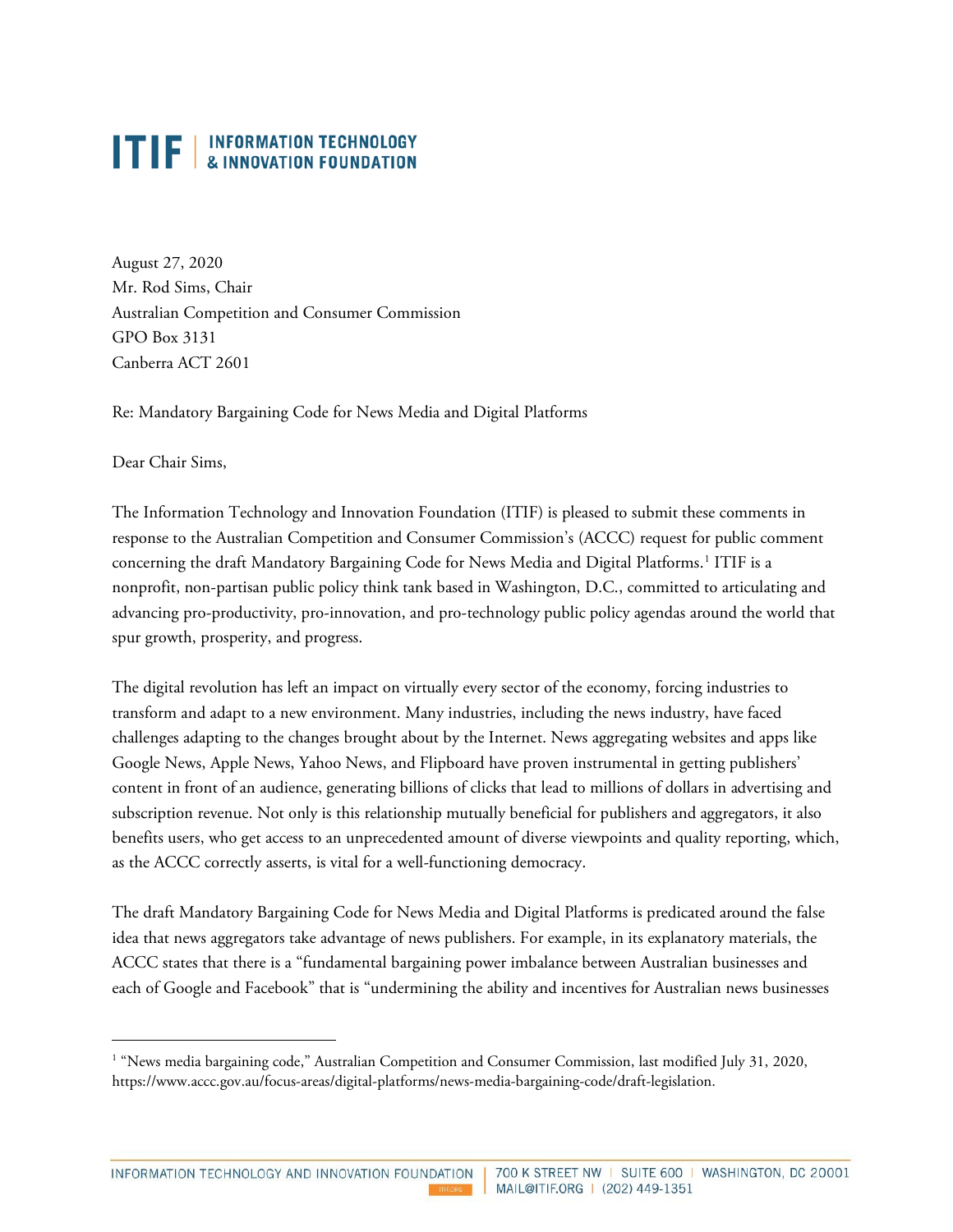# ITIF | INFORMATION TECHNOLOGY & INNOVATION FOUNDATION

August 27, 2020
Mr. Rod Sims, Chair
Australian Competition and Consumer Commission
GPO Box 3131
Canberra ACT 2601

Re: Mandatory Bargaining Code for News Media and Digital Platforms

Dear Chair Sims,

The Information Technology and Innovation Foundation (ITIF) is pleased to submit these comments in response to the Australian Competition and Consumer Commission's (ACCC) request for public comment concerning the draft Mandatory Bargaining Code for News Media and Digital Platforms.[1] ITIF is a nonprofit, non-partisan public policy think tank based in Washington, D.C., committed to articulating and advancing pro-productivity, pro-innovation, and pro-technology public policy agendas around the world that spur growth, prosperity, and progress.

The digital revolution has left an impact on virtually every sector of the economy, forcing industries to transform and adapt to a new environment. Many industries, including the news industry, have faced challenges adapting to the changes brought about by the Internet. News aggregating websites and apps like Google News, Apple News, Yahoo News, and Flipboard have proven instrumental in getting publishers' content in front of an audience, generating billions of clicks that lead to millions of dollars in advertising and subscription revenue. Not only is this relationship mutually beneficial for publishers and aggregators, it also benefits users, who get access to an unprecedented amount of diverse viewpoints and quality reporting, which, as the ACCC correctly asserts, is vital for a well-functioning democracy.

The draft Mandatory Bargaining Code for News Media and Digital Platforms is predicated around the false idea that news aggregators take advantage of news publishers. For example, in its explanatory materials, the ACCC states that there is a "fundamental bargaining power imbalance between Australian businesses and each of Google and Facebook" that is "undermining the ability and incentives for Australian news businesses

[1] "News media bargaining code," Australian Competition and Consumer Commission, last modified July 31, 2020, https://www.accc.gov.au/focus-areas/digital-platforms/news-media-bargaining-code/draft-legislation.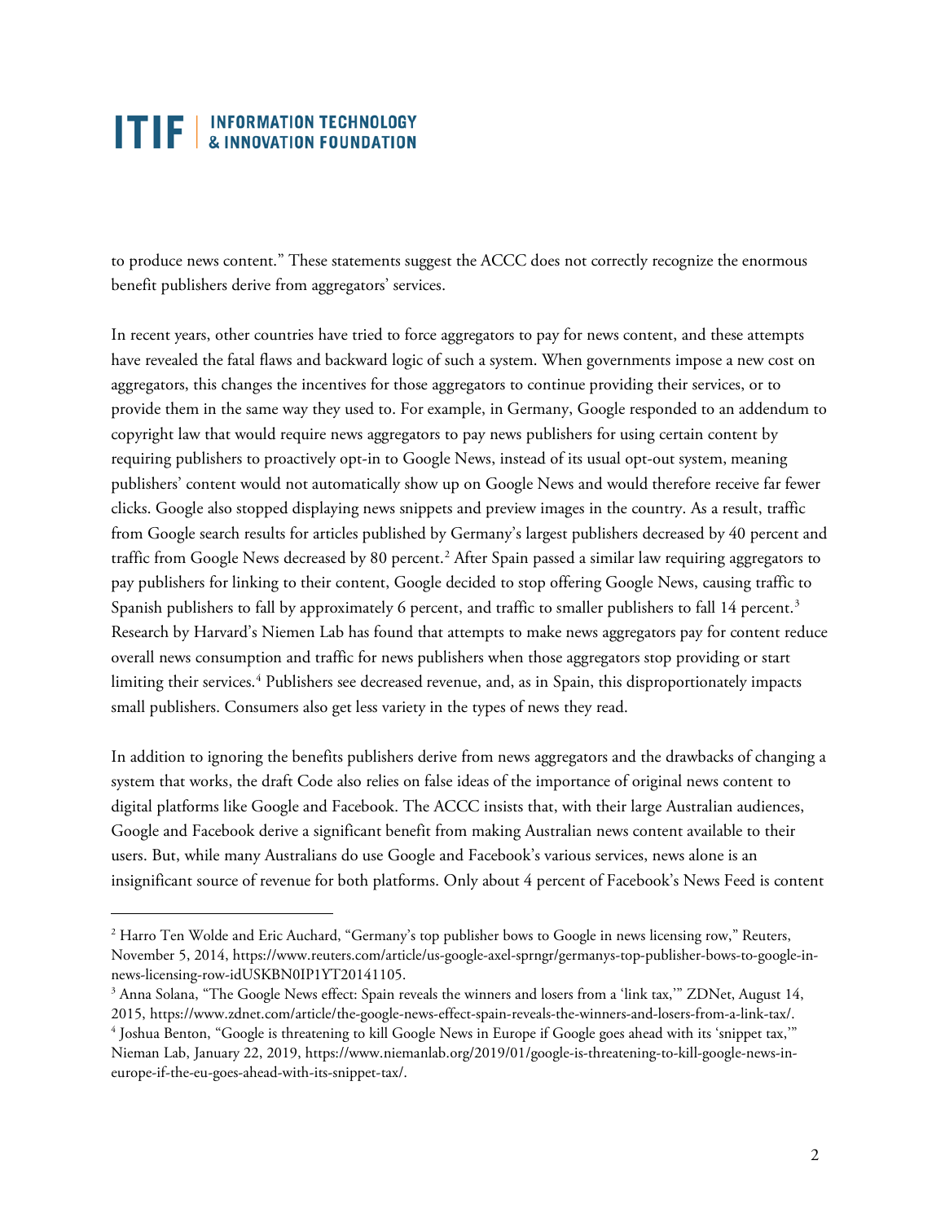to produce news content." These statements suggest the ACCC does not correctly recognize the enormous benefit publishers derive from aggregators' services.

In recent years, other countries have tried to force aggregators to pay for news content, and these attempts have revealed the fatal flaws and backward logic of such a system. When governments impose a new cost on aggregators, this changes the incentives for those aggregators to continue providing their services, or to provide them in the same way they used to. For example, in Germany, Google responded to an addendum to copyright law that would require news aggregators to pay news publishers for using certain content by requiring publishers to proactively opt-in to Google News, instead of its usual opt-out system, meaning publishers' content would not automatically show up on Google News and would therefore receive far fewer clicks. Google also stopped displaying news snippets and preview images in the country. As a result, traffic from Google search results for articles published by Germany's largest publishers decreased by 40 percent and traffic from Google News decreased by 80 percent.[2] After Spain passed a similar law requiring aggregators to pay publishers for linking to their content, Google decided to stop offering Google News, causing traffic to Spanish publishers to fall by approximately 6 percent, and traffic to smaller publishers to fall 14 percent.[3] Research by Harvard's Niemen Lab has found that attempts to make news aggregators pay for content reduce overall news consumption and traffic for news publishers when those aggregators stop providing or start limiting their services.[4] Publishers see decreased revenue, and, as in Spain, this disproportionately impacts small publishers. Consumers also get less variety in the types of news they read.

In addition to ignoring the benefits publishers derive from news aggregators and the drawbacks of changing a system that works, the draft Code also relies on false ideas of the importance of original news content to digital platforms like Google and Facebook. The ACCC insists that, with their large Australian audiences, Google and Facebook derive a significant benefit from making Australian news content available to their users. But, while many Australians do use Google and Facebook's various services, news alone is an insignificant source of revenue for both platforms. Only about 4 percent of Facebook's News Feed is content

---

[2] Harro Ten Wolde and Eric Auchard, "Germany's top publisher bows to Google in news licensing row," Reuters, November 5, 2014, https://www.reuters.com/article/us-google-axel-sprngr/germanys-top-publisher-bows-to-google-in-news-licensing-row-idUSKBN0IP1YT20141105.

[3] Anna Solana, "The Google News effect: Spain reveals the winners and losers from a 'link tax,'" ZDNet, August 14, 2015, https://www.zdnet.com/article/the-google-news-effect-spain-reveals-the-winners-and-losers-from-a-link-tax/.

[4] Joshua Benton, "Google is threatening to kill Google News in Europe if Google goes ahead with its 'snippet tax,'" Nieman Lab, January 22, 2019, https://www.niemanlab.org/2019/01/google-is-threatening-to-kill-google-news-in-europe-if-the-eu-goes-ahead-with-its-snippet-tax/.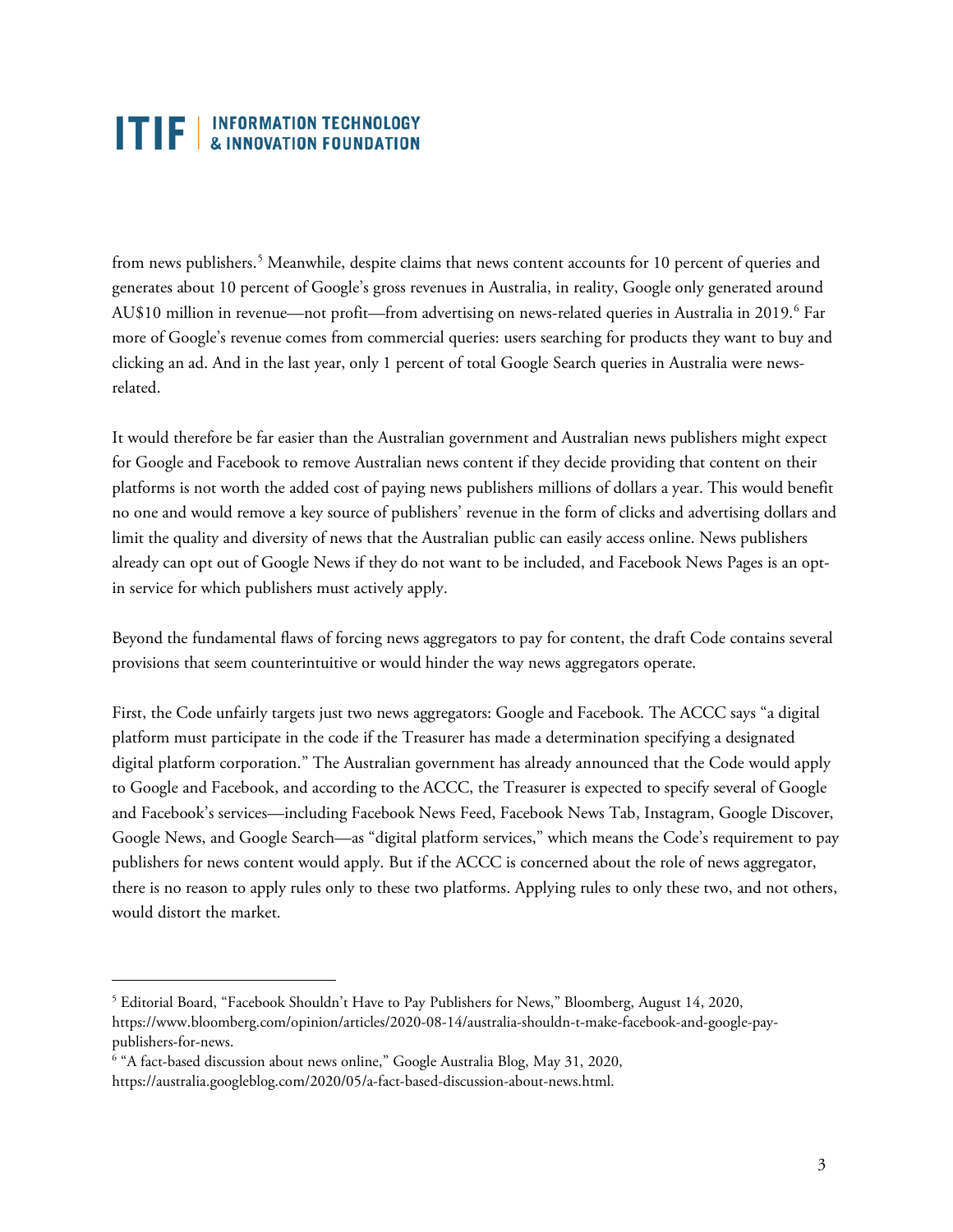from news publishers.[5] Meanwhile, despite claims that news content accounts for 10 percent of queries and generates about 10 percent of Google's gross revenues in Australia, in reality, Google only generated around AU$10 million in revenue—not profit—from advertising on news-related queries in Australia in 2019.[6] Far more of Google's revenue comes from commercial queries: users searching for products they want to buy and clicking an ad. And in the last year, only 1 percent of total Google Search queries in Australia were news-related.

It would therefore be far easier than the Australian government and Australian news publishers might expect for Google and Facebook to remove Australian news content if they decide providing that content on their platforms is not worth the added cost of paying news publishers millions of dollars a year. This would benefit no one and would remove a key source of publishers' revenue in the form of clicks and advertising dollars and limit the quality and diversity of news that the Australian public can easily access online. News publishers already can opt out of Google News if they do not want to be included, and Facebook News Pages is an opt-in service for which publishers must actively apply.

Beyond the fundamental flaws of forcing news aggregators to pay for content, the draft Code contains several provisions that seem counterintuitive or would hinder the way news aggregators operate.

First, the Code unfairly targets just two news aggregators: Google and Facebook. The ACCC says "a digital platform must participate in the code if the Treasurer has made a determination specifying a designated digital platform corporation." The Australian government has already announced that the Code would apply to Google and Facebook, and according to the ACCC, the Treasurer is expected to specify several of Google and Facebook's services—including Facebook News Feed, Facebook News Tab, Instagram, Google Discover, Google News, and Google Search—as "digital platform services," which means the Code's requirement to pay publishers for news content would apply. But if the ACCC is concerned about the role of news aggregator, there is no reason to apply rules only to these two platforms. Applying rules to only these two, and not others, would distort the market.

---

[5] Editorial Board, "Facebook Shouldn't Have to Pay Publishers for News," Bloomberg, August 14, 2020, https://www.bloomberg.com/opinion/articles/2020-08-14/australia-shouldn-t-make-facebook-and-google-pay-publishers-for-news.

[6] "A fact-based discussion about news online," Google Australia Blog, May 31, 2020, https://australia.googleblog.com/2020/05/a-fact-based-discussion-about-news.html.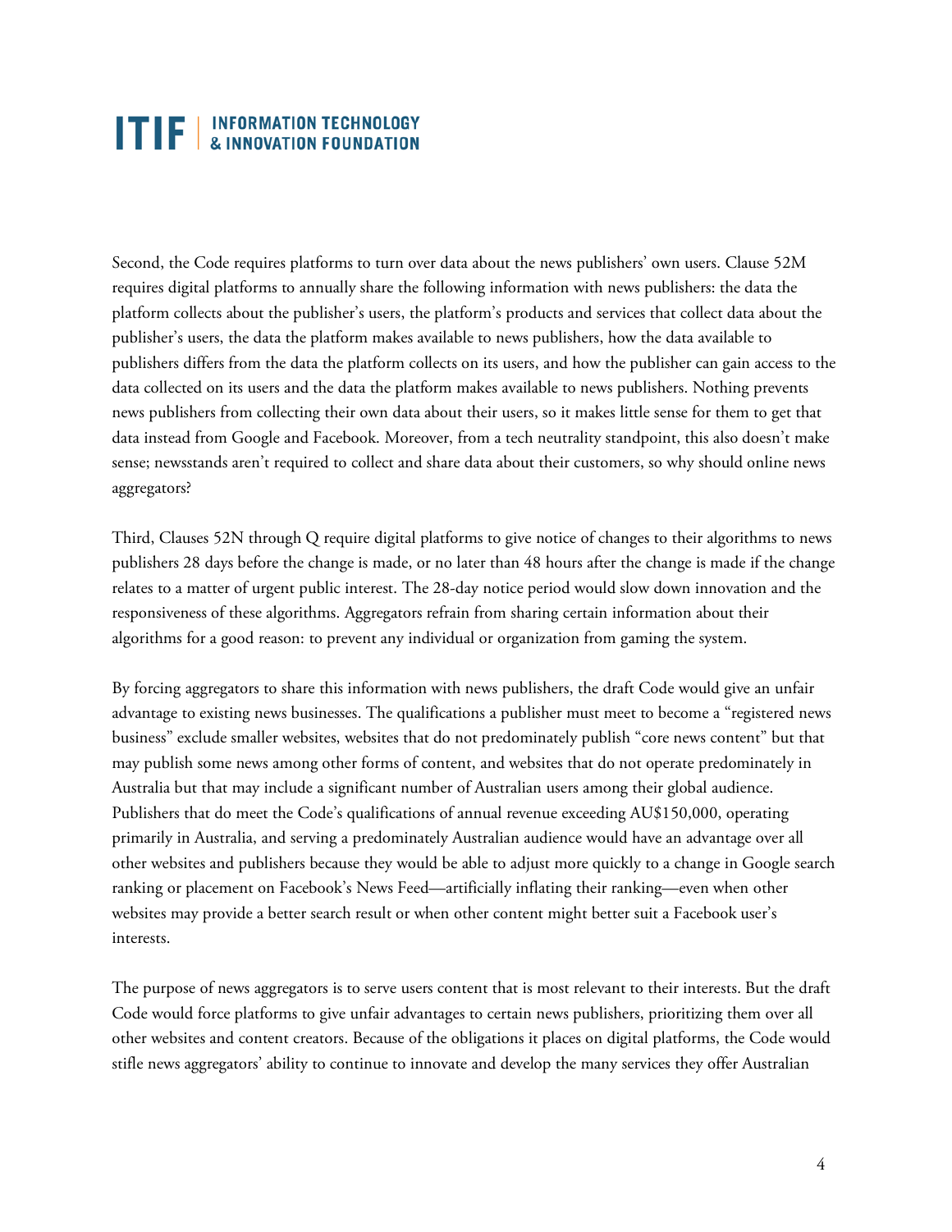Second, the Code requires platforms to turn over data about the news publishers' own users. Clause 52M requires digital platforms to annually share the following information with news publishers: the data the platform collects about the publisher's users, the platform's products and services that collect data about the publisher's users, the data the platform makes available to news publishers, how the data available to publishers differs from the data the platform collects on its users, and how the publisher can gain access to the data collected on its users and the data the platform makes available to news publishers. Nothing prevents news publishers from collecting their own data about their users, so it makes little sense for them to get that data instead from Google and Facebook. Moreover, from a tech neutrality standpoint, this also doesn't make sense; newsstands aren't required to collect and share data about their customers, so why should online news aggregators?

Third, Clauses 52N through Q require digital platforms to give notice of changes to their algorithms to news publishers 28 days before the change is made, or no later than 48 hours after the change is made if the change relates to a matter of urgent public interest. The 28-day notice period would slow down innovation and the responsiveness of these algorithms. Aggregators refrain from sharing certain information about their algorithms for a good reason: to prevent any individual or organization from gaming the system.

By forcing aggregators to share this information with news publishers, the draft Code would give an unfair advantage to existing news businesses. The qualifications a publisher must meet to become a "registered news business" exclude smaller websites, websites that do not predominately publish "core news content" but that may publish some news among other forms of content, and websites that do not operate predominately in Australia but that may include a significant number of Australian users among their global audience. Publishers that do meet the Code's qualifications of annual revenue exceeding AU$150,000, operating primarily in Australia, and serving a predominately Australian audience would have an advantage over all other websites and publishers because they would be able to adjust more quickly to a change in Google search ranking or placement on Facebook's News Feed—artificially inflating their ranking—even when other websites may provide a better search result or when other content might better suit a Facebook user's interests.

The purpose of news aggregators is to serve users content that is most relevant to their interests. But the draft Code would force platforms to give unfair advantages to certain news publishers, prioritizing them over all other websites and content creators. Because of the obligations it places on digital platforms, the Code would stifle news aggregators' ability to continue to innovate and develop the many services they offer Australian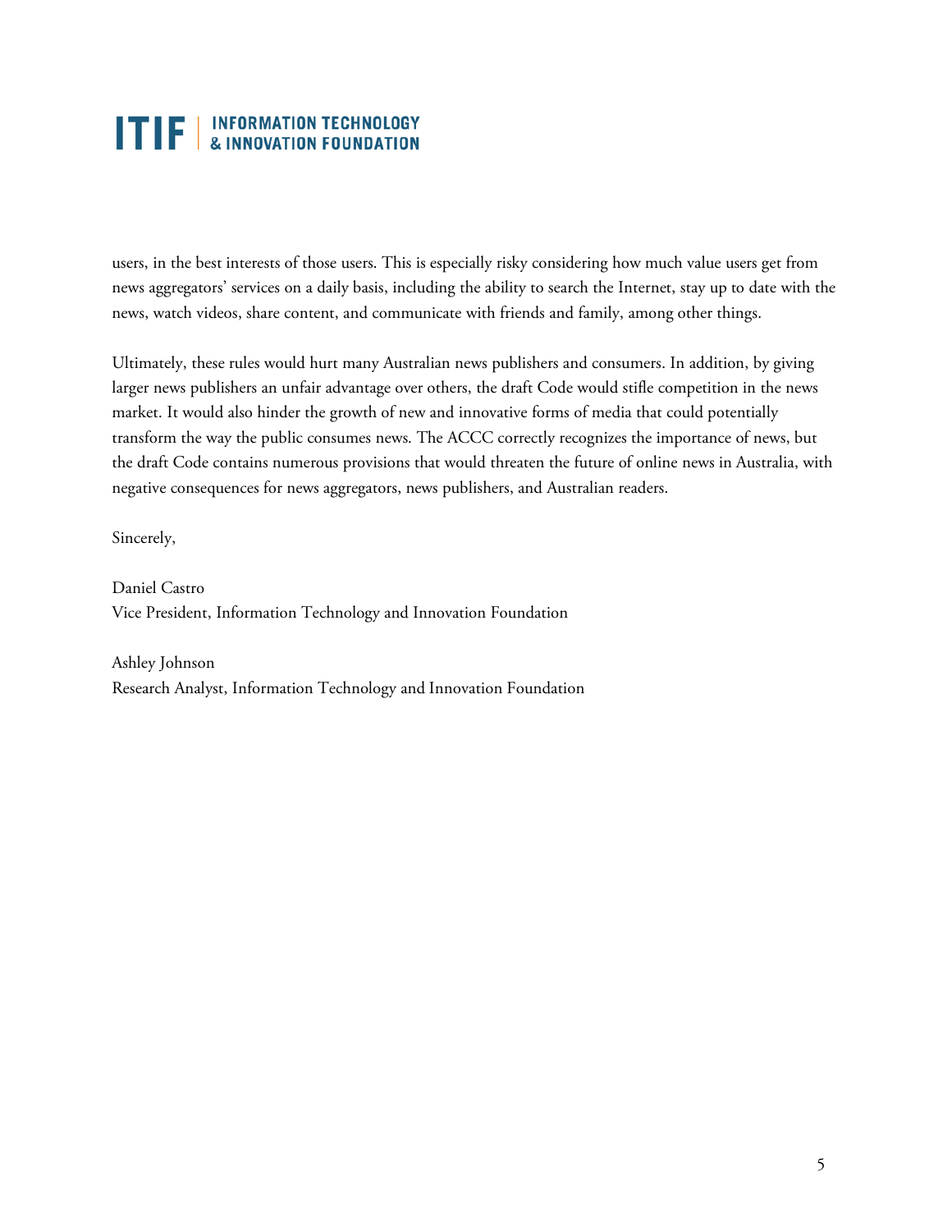users, in the best interests of those users. This is especially risky considering how much value users get from news aggregators' services on a daily basis, including the ability to search the Internet, stay up to date with the news, watch videos, share content, and communicate with friends and family, among other things.

Ultimately, these rules would hurt many Australian news publishers and consumers. In addition, by giving larger news publishers an unfair advantage over others, the draft Code would stifle competition in the news market. It would also hinder the growth of new and innovative forms of media that could potentially transform the way the public consumes news. The ACCC correctly recognizes the importance of news, but the draft Code contains numerous provisions that would threaten the future of online news in Australia, with negative consequences for news aggregators, news publishers, and Australian readers.

Sincerely,

Daniel Castro
Vice President, Information Technology and Innovation Foundation

Ashley Johnson
Research Analyst, Information Technology and Innovation Foundation